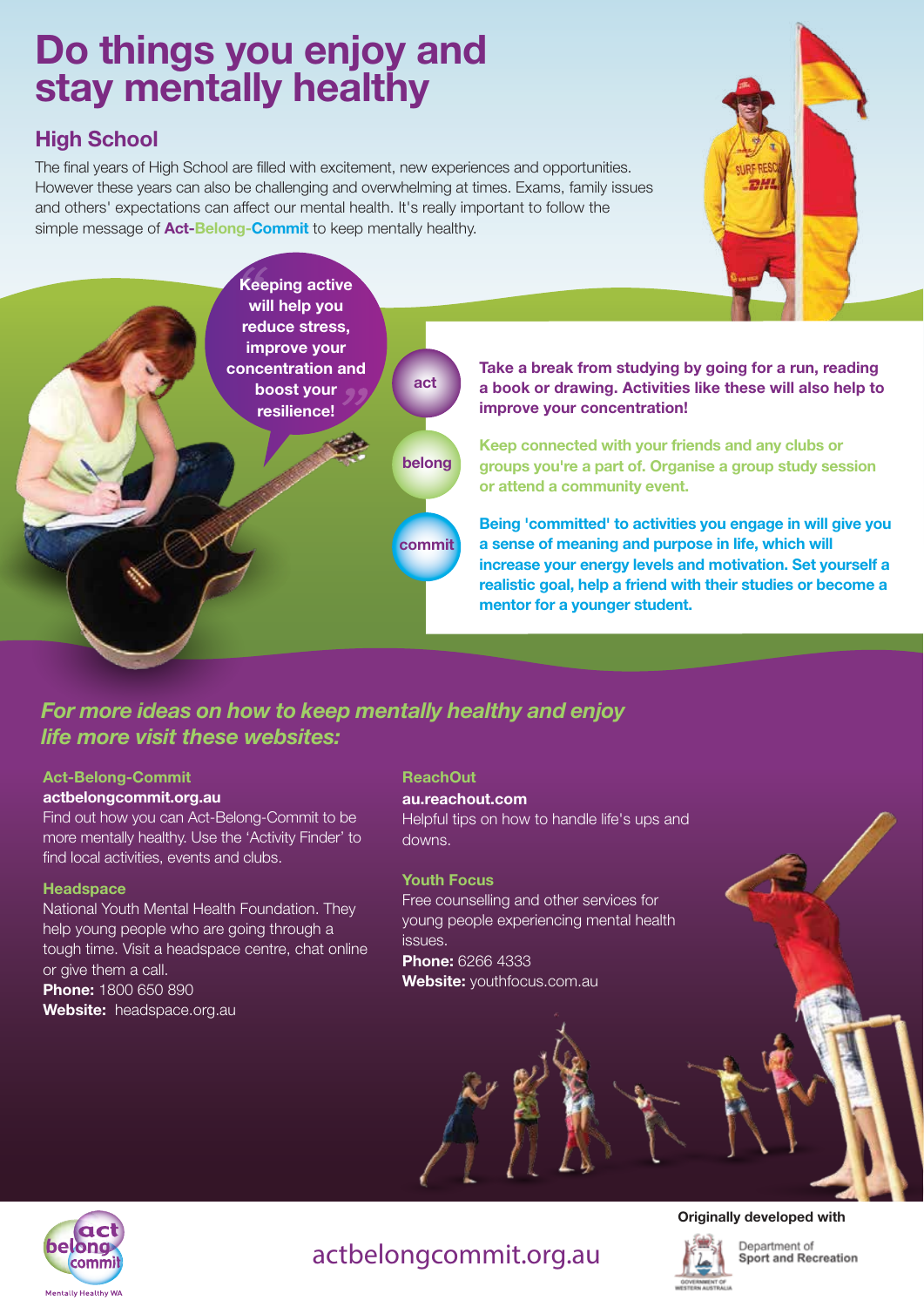# Do things you enjoy and stay mentally healthy

## High School

The final years of High School are filled with excitement, new experiences and opportunities. However these years can also be challenging and overwhelming at times. Exams, family issues and others' expectations can affect our mental health. It's really important to follow the simple message of **Act-Belong-Commit** to keep mentally healthy.

**"Keeping active will help you reduce stress, improve your concentration and boost your resilience!"**

**act** — **Take a break from studying by going for a run, reading a book or drawing. Activities like these will also help to improve your concentration!**

**belong** — **Keep connected with your friends and any clubs or groups you're a part of. Organise a group study session or attend a community event.**

**commit** — **Being 'committed' to activities you engage in will give you a sense of meaning and purpose in life, which will increase your energy levels and motivation. Set yourself a realistic goal, help a friend with their studies or become a mentor for a younger student.**

***For more ideas on how to keep mentally healthy and enjoy life more visit these websites:***

### Act-Belong-Commit

**actbelongcommit.org.au**

Find out how you can Act-Belong-Commit to be more mentally healthy. Use the 'Activity Finder' to find local activities, events and clubs.

### Headspace

National Youth Mental Health Foundation. They help young people who are going through a tough time. Visit a headspace centre, chat online or give them a call.

**Phone:** 1800 650 890

**Website:** headspace.org.au

### ReachOut

**au.reachout.com**

Helpful tips on how to handle life's ups and downs.

### Youth Focus

Free counselling and other services for young people experiencing mental health issues.

**Phone:** 6266 4333

**Website:** youthfocus.com.au

actbelongcommit.org.au

Mentally Healthy WA

Originally developed with Department of Sport and Recreation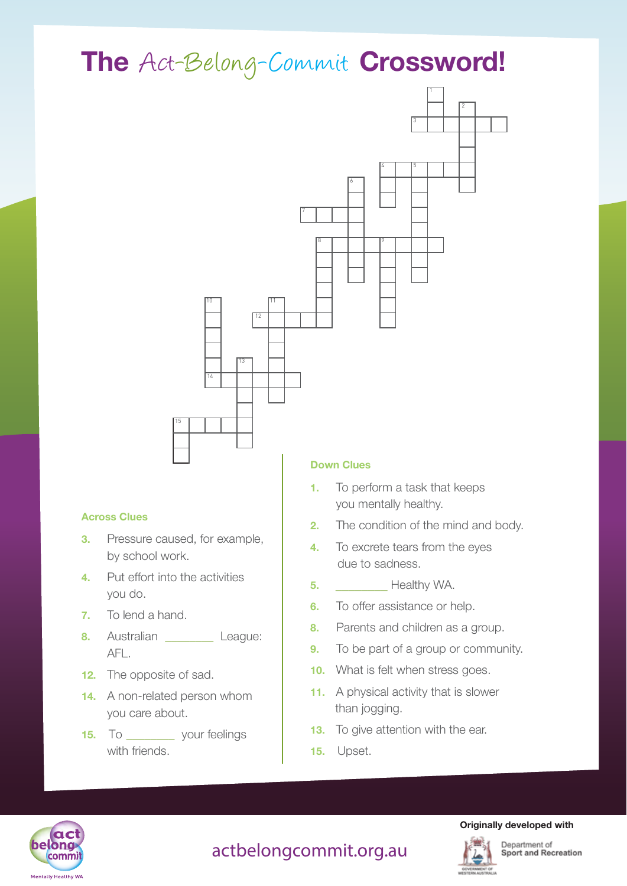# The Act-Belong-Commit Crossword!

### Across Clues

**3.** Pressure caused, for example, by school work.

**4.** Put effort into the activities you do.

**7.** To lend a hand.

**8.** Australian ________ League: AFL.

**12.** The opposite of sad.

**14.** A non-related person whom you care about.

**15.** To ________ your feelings with friends.

### Down Clues

**1.** To perform a task that keeps you mentally healthy.

**2.** The condition of the mind and body.

**4.** To excrete tears from the eyes due to sadness.

**5.** ________ Healthy WA.

**6.** To offer assistance or help.

**8.** Parents and children as a group.

**9.** To be part of a group or community.

**10.** What is felt when stress goes.

**11.** A physical activity that is slower than jogging.

**13.** To give attention with the ear.

**15.** Upset.

actbelongcommit.org.au

Originally developed with Department of Sport and Recreation